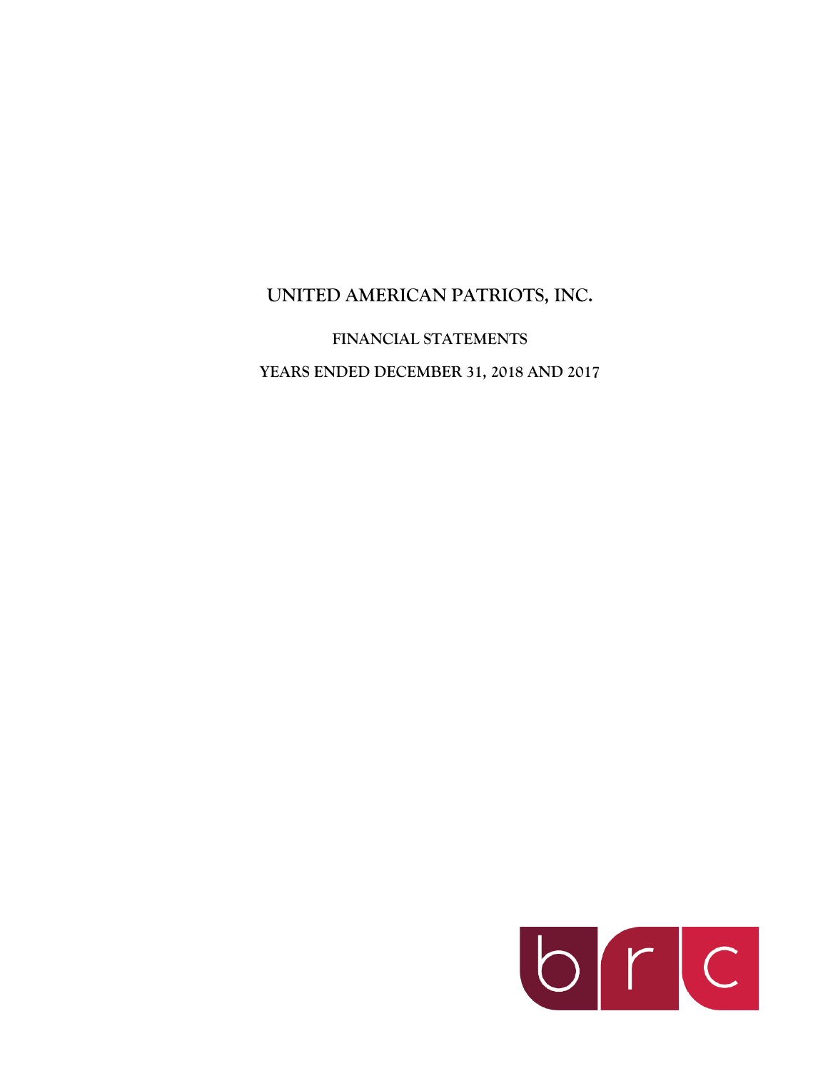# UNITED AMERICAN PATRIOTS, INC.

## FINANCIAL STATEMENTS

## YEARS ENDED DECEMBER 31, 2018 AND 2017

brc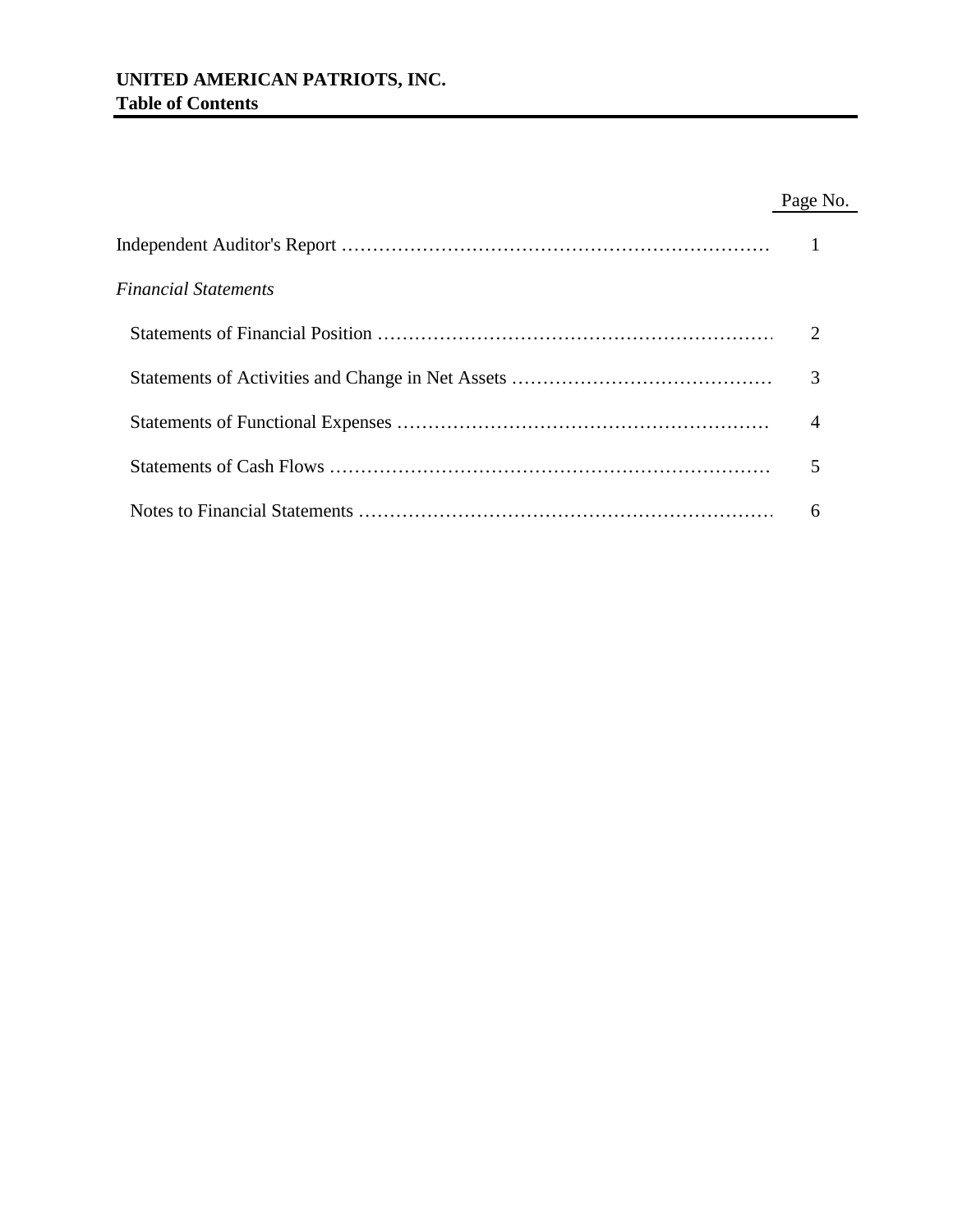**UNITED AMERICAN PATRIOTS, INC.**
**Table of Contents**

| | Page No. |
|---|---|
| Independent Auditor's Report ………………………………………………………… | 1 |
| *Financial Statements* | |
| Statements of Financial Position ……………………………………………………… | 2 |
| Statements of Activities and Change in Net Assets …………………………………… | 3 |
| Statements of Functional Expenses …………………………………………………… | 4 |
| Statements of Cash Flows ……………………………………………………………… | 5 |
| Notes to Financial Statements ………………………………………………………… | 6 |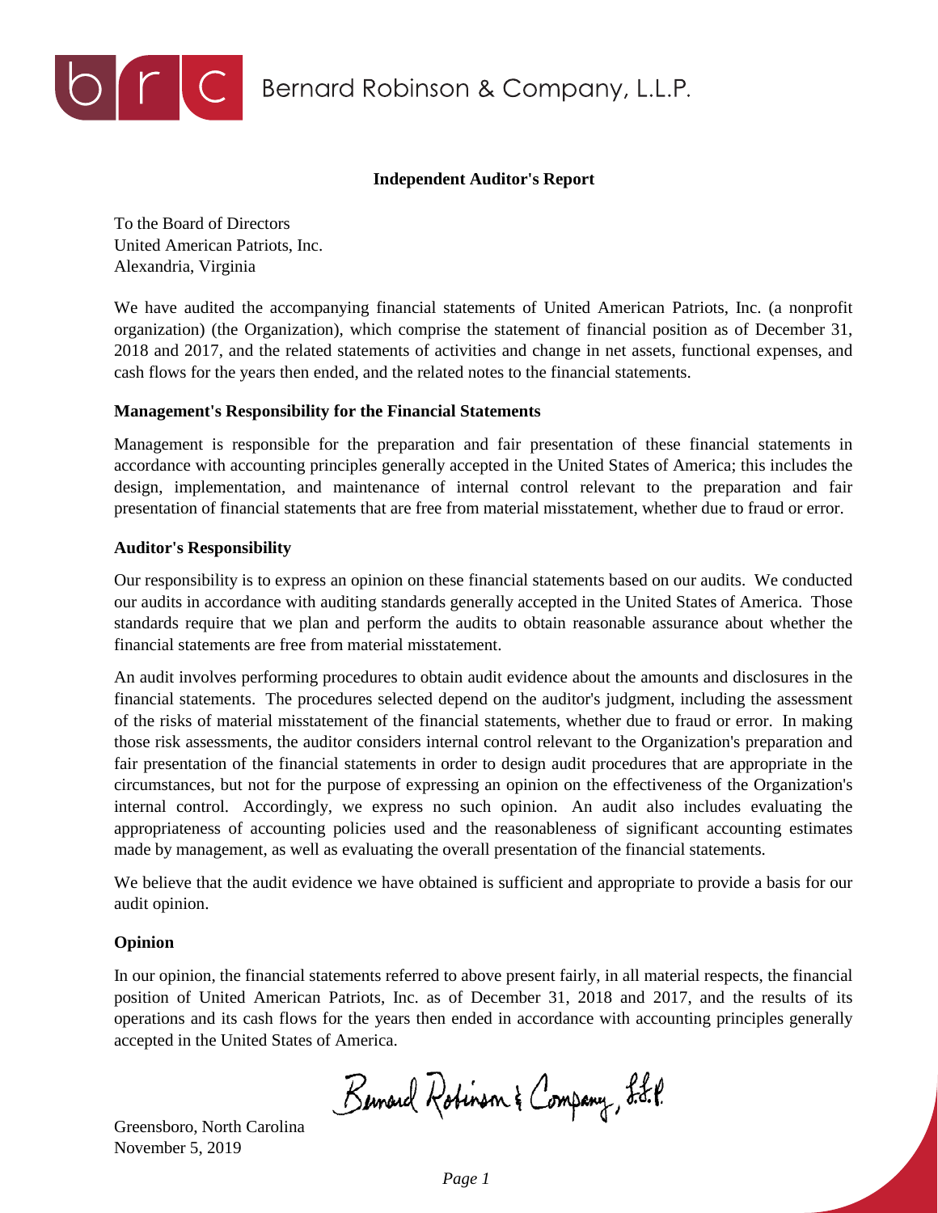Bernard Robinson & Company, L.L.P.

## Independent Auditor's Report

To the Board of Directors
United American Patriots, Inc.
Alexandria, Virginia

We have audited the accompanying financial statements of United American Patriots, Inc. (a nonprofit organization) (the Organization), which comprise the statement of financial position as of December 31, 2018 and 2017, and the related statements of activities and change in net assets, functional expenses, and cash flows for the years then ended, and the related notes to the financial statements.

**Management's Responsibility for the Financial Statements**

Management is responsible for the preparation and fair presentation of these financial statements in accordance with accounting principles generally accepted in the United States of America; this includes the design, implementation, and maintenance of internal control relevant to the preparation and fair presentation of financial statements that are free from material misstatement, whether due to fraud or error.

**Auditor's Responsibility**

Our responsibility is to express an opinion on these financial statements based on our audits. We conducted our audits in accordance with auditing standards generally accepted in the United States of America. Those standards require that we plan and perform the audits to obtain reasonable assurance about whether the financial statements are free from material misstatement.

An audit involves performing procedures to obtain audit evidence about the amounts and disclosures in the financial statements. The procedures selected depend on the auditor's judgment, including the assessment of the risks of material misstatement of the financial statements, whether due to fraud or error. In making those risk assessments, the auditor considers internal control relevant to the Organization's preparation and fair presentation of the financial statements in order to design audit procedures that are appropriate in the circumstances, but not for the purpose of expressing an opinion on the effectiveness of the Organization's internal control. Accordingly, we express no such opinion. An audit also includes evaluating the appropriateness of accounting policies used and the reasonableness of significant accounting estimates made by management, as well as evaluating the overall presentation of the financial statements.

We believe that the audit evidence we have obtained is sufficient and appropriate to provide a basis for our audit opinion.

**Opinion**

In our opinion, the financial statements referred to above present fairly, in all material respects, the financial position of United American Patriots, Inc. as of December 31, 2018 and 2017, and the results of its operations and its cash flows for the years then ended in accordance with accounting principles generally accepted in the United States of America.

Bernard Robinson & Company, L.L.P.

Greensboro, North Carolina
November 5, 2019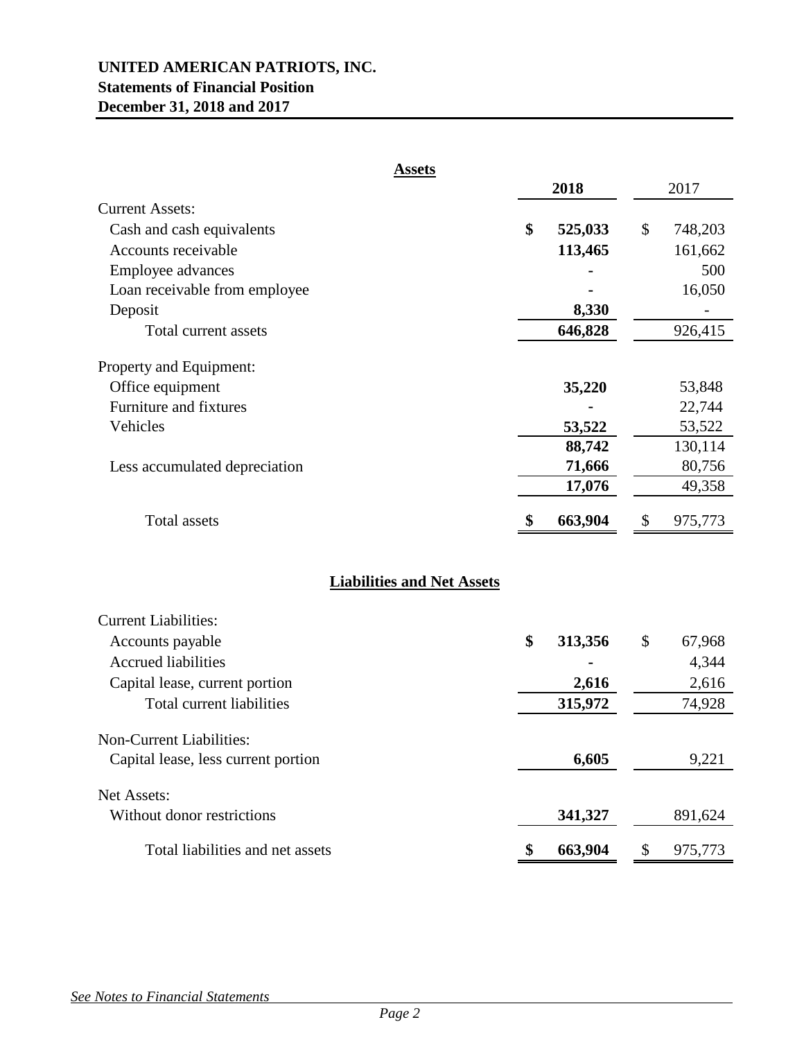**UNITED AMERICAN PATRIOTS, INC.**
**Statements of Financial Position**
**December 31, 2018 and 2017**

**Assets**

| | 2018 | 2017 |
|---|---|---|
| Current Assets: | | |
| Cash and cash equivalents | **$ 525,033** | $ 748,203 |
| Accounts receivable | **113,465** | 161,662 |
| Employee advances | **-** | 500 |
| Loan receivable from employee | **-** | 16,050 |
| Deposit | **8,330** | - |
| Total current assets | **646,828** | 926,415 |
| Property and Equipment: | | |
| Office equipment | **35,220** | 53,848 |
| Furniture and fixtures | **-** | 22,744 |
| Vehicles | **53,522** | 53,522 |
| | **88,742** | 130,114 |
| Less accumulated depreciation | **71,666** | 80,756 |
| | **17,076** | 49,358 |
| Total assets | **$ 663,904** | $ 975,773 |

**Liabilities and Net Assets**

| | 2018 | 2017 |
|---|---|---|
| Current Liabilities: | | |
| Accounts payable | **$ 313,356** | $ 67,968 |
| Accrued liabilities | **-** | 4,344 |
| Capital lease, current portion | **2,616** | 2,616 |
| Total current liabilities | **315,972** | 74,928 |
| Non-Current Liabilities: | | |
| Capital lease, less current portion | **6,605** | 9,221 |
| Net Assets: | | |
| Without donor restrictions | **341,327** | 891,624 |
| Total liabilities and net assets | **$ 663,904** | $ 975,773 |

*See Notes to Financial Statements*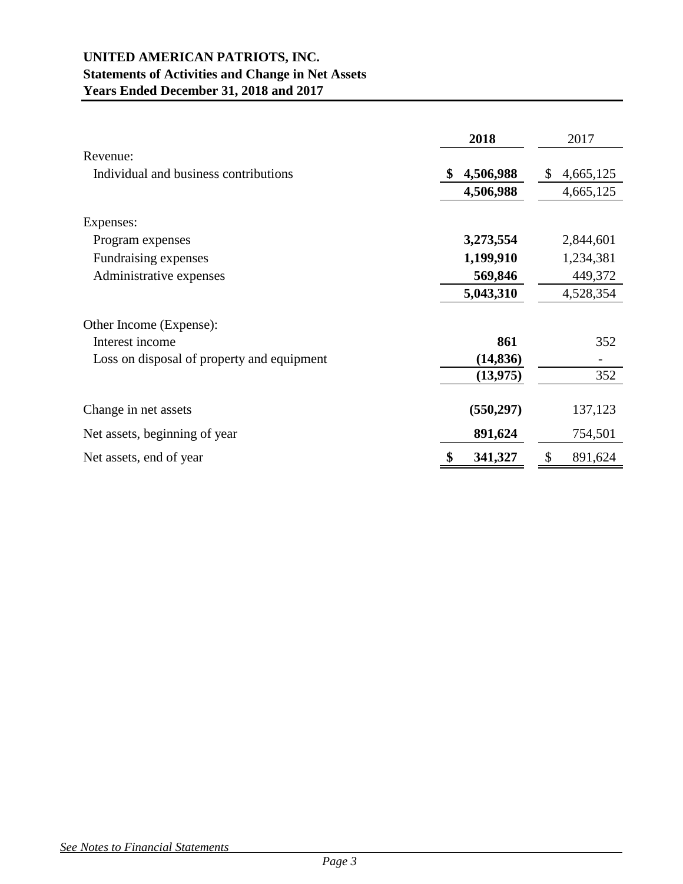**UNITED AMERICAN PATRIOTS, INC.**
**Statements of Activities and Change in Net Assets**
**Years Ended December 31, 2018 and 2017**

| | 2018 | 2017 |
|---|---|---|
| Revenue: | | |
| Individual and business contributions | **$ 4,506,988** | $ 4,665,125 |
| | **4,506,988** | 4,665,125 |
| Expenses: | | |
| Program expenses | **3,273,554** | 2,844,601 |
| Fundraising expenses | **1,199,910** | 1,234,381 |
| Administrative expenses | **569,846** | 449,372 |
| | **5,043,310** | 4,528,354 |
| Other Income (Expense): | | |
| Interest income | **861** | 352 |
| Loss on disposal of property and equipment | **(14,836)** | - |
| | **(13,975)** | 352 |
| Change in net assets | **(550,297)** | 137,123 |
| Net assets, beginning of year | **891,624** | 754,501 |
| Net assets, end of year | **$ 341,327** | $ 891,624 |

*See Notes to Financial Statements*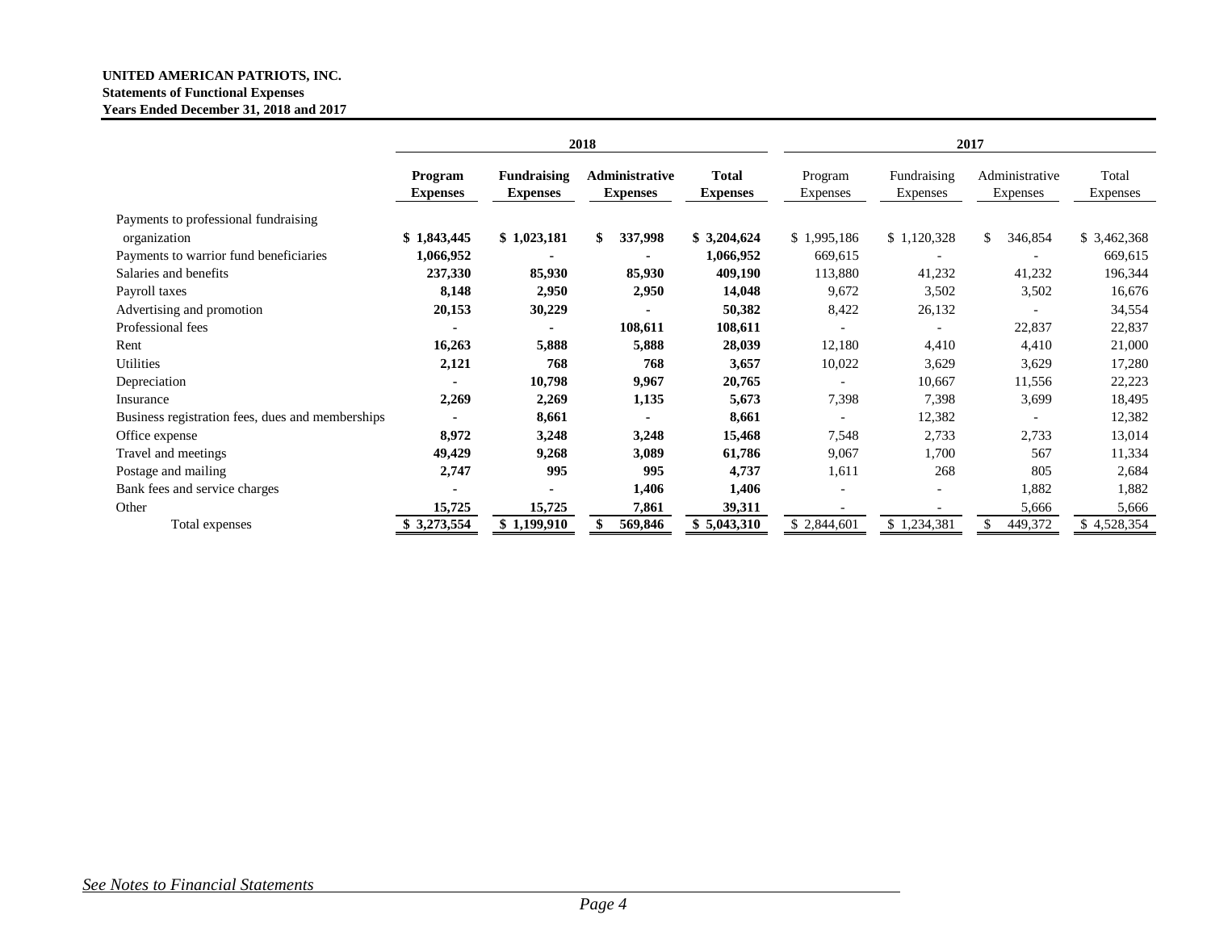**UNITED AMERICAN PATRIOTS, INC.**
**Statements of Functional Expenses**
**Years Ended December 31, 2018 and 2017**

| | 2018 | | | | 2017 | | | |
|---|---|---|---|---|---|---|---|---|
| | **Program Expenses** | **Fundraising Expenses** | **Administrative Expenses** | **Total Expenses** | Program Expenses | Fundraising Expenses | Administrative Expenses | Total Expenses |
| Payments to professional fundraising organization | **$ 1,843,445** | **$ 1,023,181** | **$ 337,998** | **$ 3,204,624** | $ 1,995,186 | $ 1,120,328 | $ 346,854 | $ 3,462,368 |
| Payments to warrior fund beneficiaries | **1,066,952** | **-** | **-** | **1,066,952** | 669,615 | - | - | 669,615 |
| Salaries and benefits | **237,330** | **85,930** | **85,930** | **409,190** | 113,880 | 41,232 | 41,232 | 196,344 |
| Payroll taxes | **8,148** | **2,950** | **2,950** | **14,048** | 9,672 | 3,502 | 3,502 | 16,676 |
| Advertising and promotion | **20,153** | **30,229** | **-** | **50,382** | 8,422 | 26,132 | - | 34,554 |
| Professional fees | **-** | **-** | **108,611** | **108,611** | - | - | 22,837 | 22,837 |
| Rent | **16,263** | **5,888** | **5,888** | **28,039** | 12,180 | 4,410 | 4,410 | 21,000 |
| Utilities | **2,121** | **768** | **768** | **3,657** | 10,022 | 3,629 | 3,629 | 17,280 |
| Depreciation | **-** | **10,798** | **9,967** | **20,765** | - | 10,667 | 11,556 | 22,223 |
| Insurance | **2,269** | **2,269** | **1,135** | **5,673** | 7,398 | 7,398 | 3,699 | 18,495 |
| Business registration fees, dues and memberships | **-** | **8,661** | **-** | **8,661** | - | 12,382 | - | 12,382 |
| Office expense | **8,972** | **3,248** | **3,248** | **15,468** | 7,548 | 2,733 | 2,733 | 13,014 |
| Travel and meetings | **49,429** | **9,268** | **3,089** | **61,786** | 9,067 | 1,700 | 567 | 11,334 |
| Postage and mailing | **2,747** | **995** | **995** | **4,737** | 1,611 | 268 | 805 | 2,684 |
| Bank fees and service charges | **-** | **-** | **1,406** | **1,406** | - | - | 1,882 | 1,882 |
| Other | **15,725** | **15,725** | **7,861** | **39,311** | - | - | 5,666 | 5,666 |
| Total expenses | **$ 3,273,554** | **$ 1,199,910** | **$ 569,846** | **$ 5,043,310** | $ 2,844,601 | $ 1,234,381 | $ 449,372 | $ 4,528,354 |

*See Notes to Financial Statements*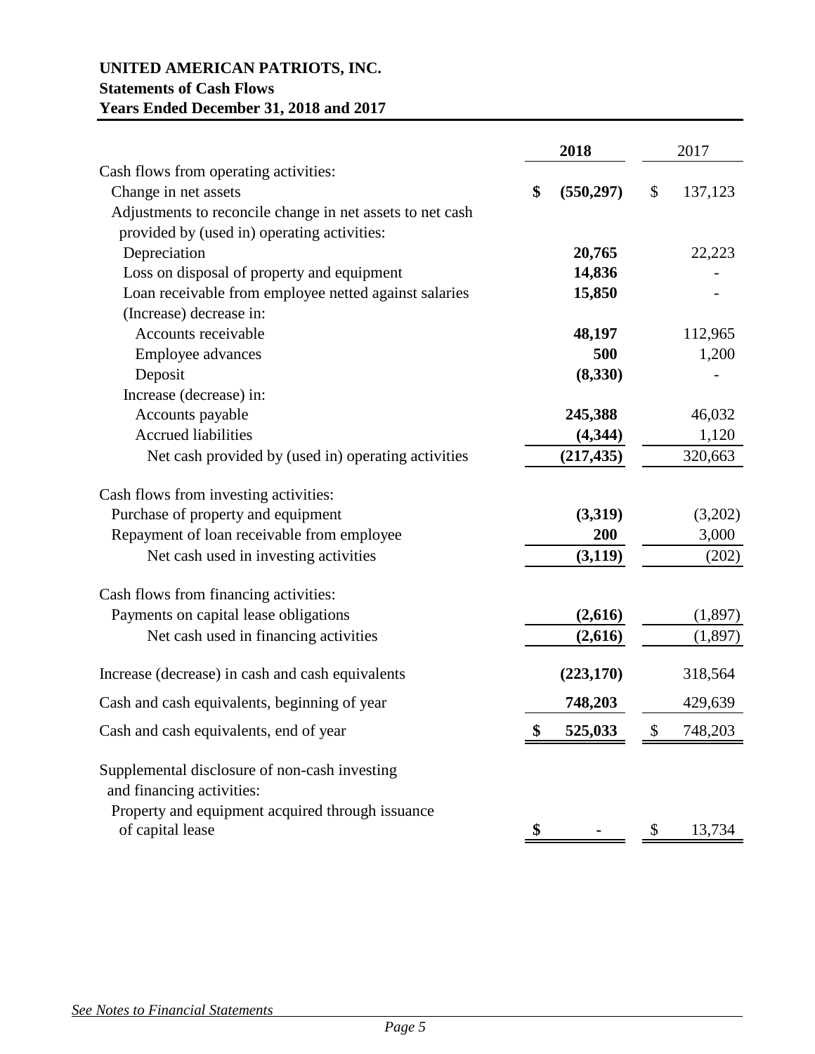**UNITED AMERICAN PATRIOTS, INC.**
**Statements of Cash Flows**
**Years Ended December 31, 2018 and 2017**

| | **2018** | 2017 |
|---|---|---|
| Cash flows from operating activities: | | |
| Change in net assets | **$ (550,297)** | $ 137,123 |
| Adjustments to reconcile change in net assets to net cash provided by (used in) operating activities: | | |
| Depreciation | **20,765** | 22,223 |
| Loss on disposal of property and equipment | **14,836** | - |
| Loan receivable from employee netted against salaries | **15,850** | - |
| (Increase) decrease in: | | |
| Accounts receivable | **48,197** | 112,965 |
| Employee advances | **500** | 1,200 |
| Deposit | **(8,330)** | - |
| Increase (decrease) in: | | |
| Accounts payable | **245,388** | 46,032 |
| Accrued liabilities | **(4,344)** | 1,120 |
| Net cash provided by (used in) operating activities | **(217,435)** | 320,663 |
| Cash flows from investing activities: | | |
| Purchase of property and equipment | **(3,319)** | (3,202) |
| Repayment of loan receivable from employee | **200** | 3,000 |
| Net cash used in investing activities | **(3,119)** | (202) |
| Cash flows from financing activities: | | |
| Payments on capital lease obligations | **(2,616)** | (1,897) |
| Net cash used in financing activities | **(2,616)** | (1,897) |
| Increase (decrease) in cash and cash equivalents | **(223,170)** | 318,564 |
| Cash and cash equivalents, beginning of year | **748,203** | 429,639 |
| Cash and cash equivalents, end of year | **$ 525,033** | $ 748,203 |
| Supplemental disclosure of non-cash investing and financing activities: | | |
| Property and equipment acquired through issuance of capital lease | **$ -** | $ 13,734 |

*See Notes to Financial Statements*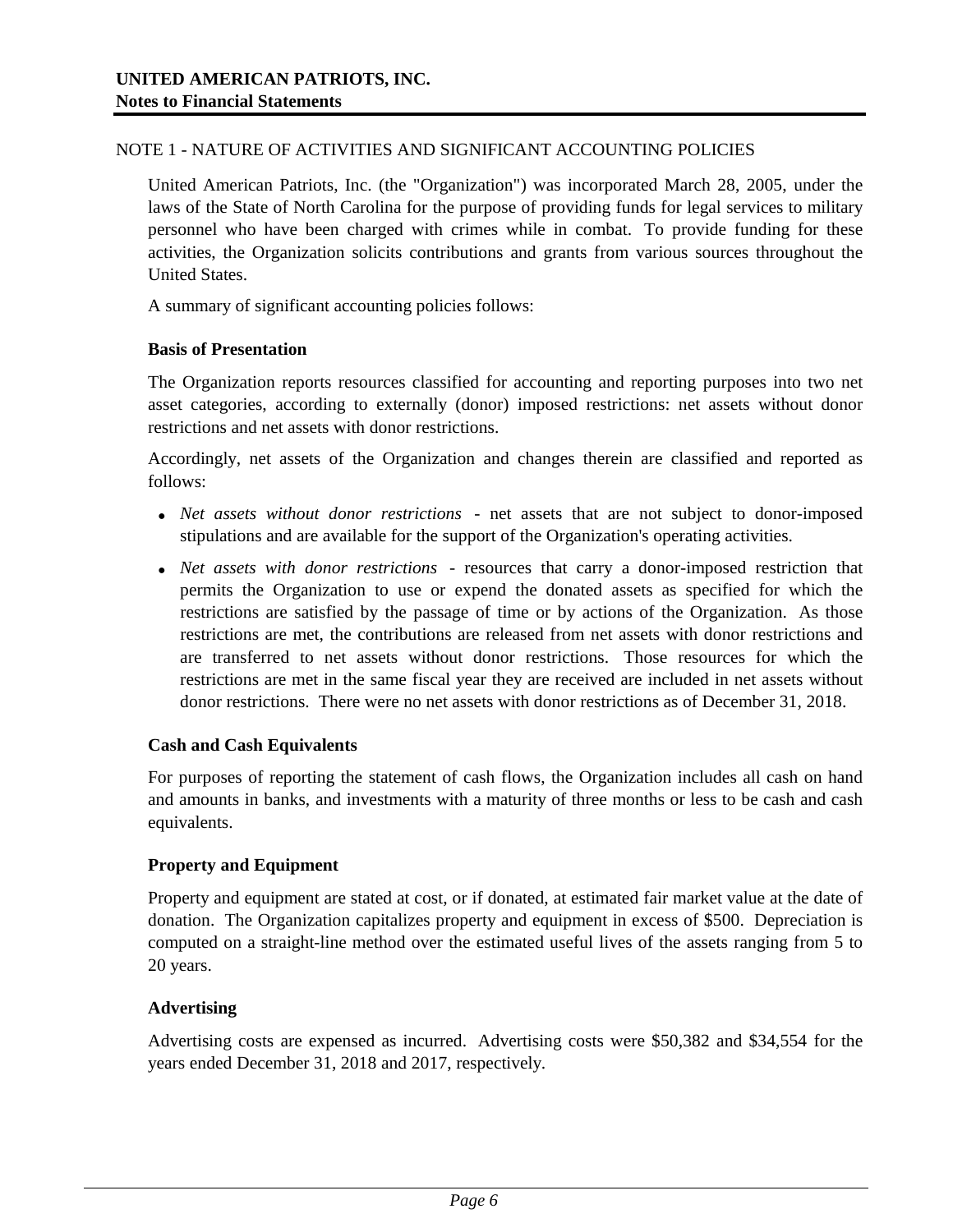# UNITED AMERICAN PATRIOTS, INC.
## Notes to Financial Statements

NOTE 1 - NATURE OF ACTIVITIES AND SIGNIFICANT ACCOUNTING POLICIES

United American Patriots, Inc. (the "Organization") was incorporated March 28, 2005, under the laws of the State of North Carolina for the purpose of providing funds for legal services to military personnel who have been charged with crimes while in combat. To provide funding for these activities, the Organization solicits contributions and grants from various sources throughout the United States.

A summary of significant accounting policies follows:

**Basis of Presentation**

The Organization reports resources classified for accounting and reporting purposes into two net asset categories, according to externally (donor) imposed restrictions: net assets without donor restrictions and net assets with donor restrictions.

Accordingly, net assets of the Organization and changes therein are classified and reported as follows:

- *Net assets without donor restrictions* - net assets that are not subject to donor-imposed stipulations and are available for the support of the Organization's operating activities.
- *Net assets with donor restrictions* - resources that carry a donor-imposed restriction that permits the Organization to use or expend the donated assets as specified for which the restrictions are satisfied by the passage of time or by actions of the Organization. As those restrictions are met, the contributions are released from net assets with donor restrictions and are transferred to net assets without donor restrictions. Those resources for which the restrictions are met in the same fiscal year they are received are included in net assets without donor restrictions. There were no net assets with donor restrictions as of December 31, 2018.

**Cash and Cash Equivalents**

For purposes of reporting the statement of cash flows, the Organization includes all cash on hand and amounts in banks, and investments with a maturity of three months or less to be cash and cash equivalents.

**Property and Equipment**

Property and equipment are stated at cost, or if donated, at estimated fair market value at the date of donation. The Organization capitalizes property and equipment in excess of $500. Depreciation is computed on a straight-line method over the estimated useful lives of the assets ranging from 5 to 20 years.

**Advertising**

Advertising costs are expensed as incurred. Advertising costs were $50,382 and $34,554 for the years ended December 31, 2018 and 2017, respectively.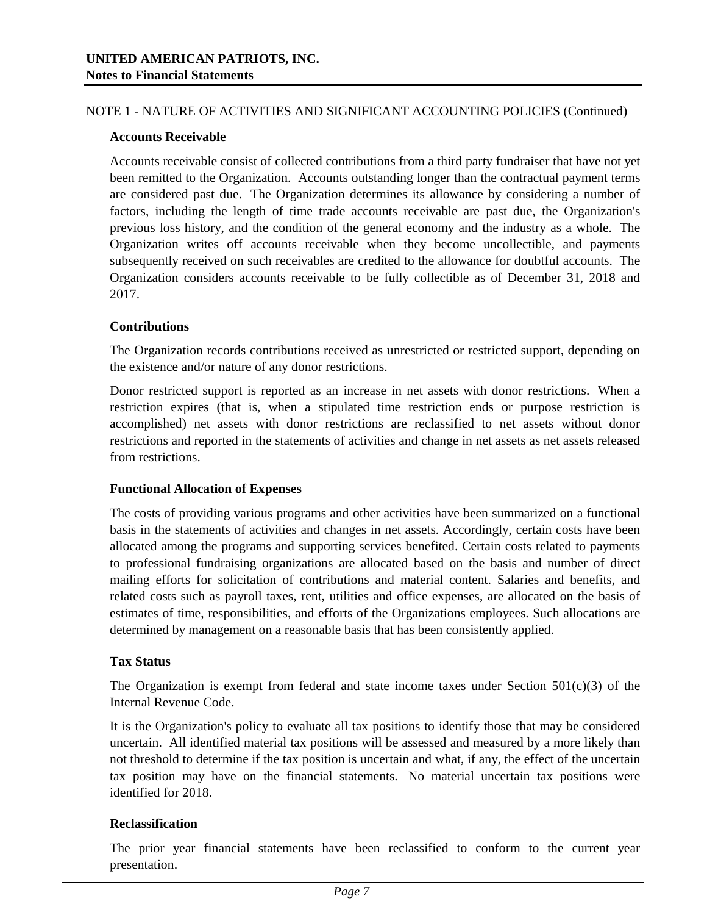**UNITED AMERICAN PATRIOTS, INC.**
**Notes to Financial Statements**

NOTE 1 - NATURE OF ACTIVITIES AND SIGNIFICANT ACCOUNTING POLICIES (Continued)

**Accounts Receivable**

Accounts receivable consist of collected contributions from a third party fundraiser that have not yet been remitted to the Organization. Accounts outstanding longer than the contractual payment terms are considered past due. The Organization determines its allowance by considering a number of factors, including the length of time trade accounts receivable are past due, the Organization's previous loss history, and the condition of the general economy and the industry as a whole. The Organization writes off accounts receivable when they become uncollectible, and payments subsequently received on such receivables are credited to the allowance for doubtful accounts. The Organization considers accounts receivable to be fully collectible as of December 31, 2018 and 2017.

**Contributions**

The Organization records contributions received as unrestricted or restricted support, depending on the existence and/or nature of any donor restrictions.

Donor restricted support is reported as an increase in net assets with donor restrictions. When a restriction expires (that is, when a stipulated time restriction ends or purpose restriction is accomplished) net assets with donor restrictions are reclassified to net assets without donor restrictions and reported in the statements of activities and change in net assets as net assets released from restrictions.

**Functional Allocation of Expenses**

The costs of providing various programs and other activities have been summarized on a functional basis in the statements of activities and changes in net assets. Accordingly, certain costs have been allocated among the programs and supporting services benefited. Certain costs related to payments to professional fundraising organizations are allocated based on the basis and number of direct mailing efforts for solicitation of contributions and material content. Salaries and benefits, and related costs such as payroll taxes, rent, utilities and office expenses, are allocated on the basis of estimates of time, responsibilities, and efforts of the Organizations employees. Such allocations are determined by management on a reasonable basis that has been consistently applied.

**Tax Status**

The Organization is exempt from federal and state income taxes under Section 501(c)(3) of the Internal Revenue Code.

It is the Organization's policy to evaluate all tax positions to identify those that may be considered uncertain. All identified material tax positions will be assessed and measured by a more likely than not threshold to determine if the tax position is uncertain and what, if any, the effect of the uncertain tax position may have on the financial statements. No material uncertain tax positions were identified for 2018.

**Reclassification**

The prior year financial statements have been reclassified to conform to the current year presentation.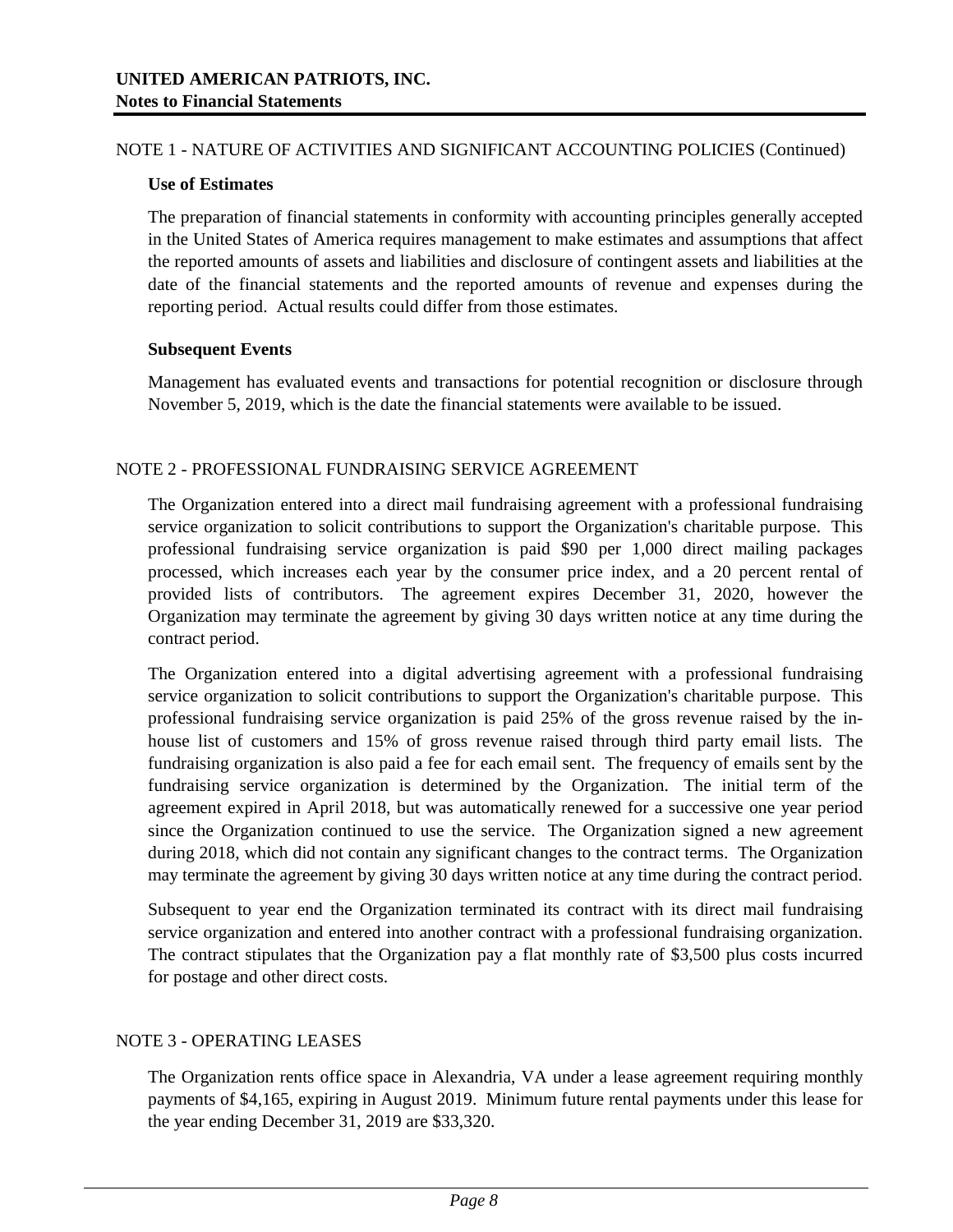**UNITED AMERICAN PATRIOTS, INC.**
**Notes to Financial Statements**

NOTE 1 - NATURE OF ACTIVITIES AND SIGNIFICANT ACCOUNTING POLICIES (Continued)

**Use of Estimates**

The preparation of financial statements in conformity with accounting principles generally accepted in the United States of America requires management to make estimates and assumptions that affect the reported amounts of assets and liabilities and disclosure of contingent assets and liabilities at the date of the financial statements and the reported amounts of revenue and expenses during the reporting period. Actual results could differ from those estimates.

**Subsequent Events**

Management has evaluated events and transactions for potential recognition or disclosure through November 5, 2019, which is the date the financial statements were available to be issued.

NOTE 2 - PROFESSIONAL FUNDRAISING SERVICE AGREEMENT

The Organization entered into a direct mail fundraising agreement with a professional fundraising service organization to solicit contributions to support the Organization's charitable purpose. This professional fundraising service organization is paid $90 per 1,000 direct mailing packages processed, which increases each year by the consumer price index, and a 20 percent rental of provided lists of contributors. The agreement expires December 31, 2020, however the Organization may terminate the agreement by giving 30 days written notice at any time during the contract period.

The Organization entered into a digital advertising agreement with a professional fundraising service organization to solicit contributions to support the Organization's charitable purpose. This professional fundraising service organization is paid 25% of the gross revenue raised by the in-house list of customers and 15% of gross revenue raised through third party email lists. The fundraising organization is also paid a fee for each email sent. The frequency of emails sent by the fundraising service organization is determined by the Organization. The initial term of the agreement expired in April 2018, but was automatically renewed for a successive one year period since the Organization continued to use the service. The Organization signed a new agreement during 2018, which did not contain any significant changes to the contract terms. The Organization may terminate the agreement by giving 30 days written notice at any time during the contract period.

Subsequent to year end the Organization terminated its contract with its direct mail fundraising service organization and entered into another contract with a professional fundraising organization. The contract stipulates that the Organization pay a flat monthly rate of $3,500 plus costs incurred for postage and other direct costs.

NOTE 3 - OPERATING LEASES

The Organization rents office space in Alexandria, VA under a lease agreement requiring monthly payments of $4,165, expiring in August 2019. Minimum future rental payments under this lease for the year ending December 31, 2019 are $33,320.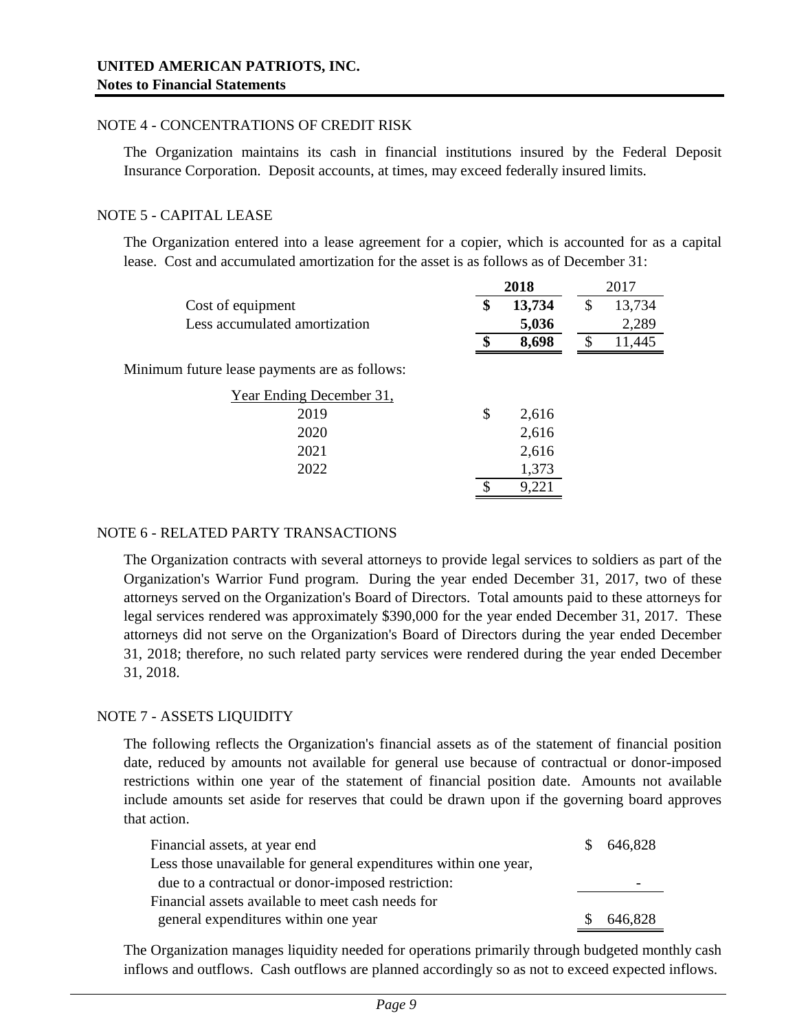**UNITED AMERICAN PATRIOTS, INC.**
**Notes to Financial Statements**

NOTE 4 - CONCENTRATIONS OF CREDIT RISK

The Organization maintains its cash in financial institutions insured by the Federal Deposit Insurance Corporation. Deposit accounts, at times, may exceed federally insured limits.

NOTE 5 - CAPITAL LEASE

The Organization entered into a lease agreement for a copier, which is accounted for as a capital lease. Cost and accumulated amortization for the asset is as follows as of December 31:

| | **2018** | 2017 |
|---|---|---|
| Cost of equipment | **$ 13,734** | $ 13,734 |
| Less accumulated amortization | **5,036** | 2,289 |
| | **$ 8,698** | $ 11,445 |

Minimum future lease payments are as follows:

| Year Ending December 31, | |
|---|---|
| 2019 | $ 2,616 |
| 2020 | 2,616 |
| 2021 | 2,616 |
| 2022 | 1,373 |
| | $ 9,221 |

NOTE 6 - RELATED PARTY TRANSACTIONS

The Organization contracts with several attorneys to provide legal services to soldiers as part of the Organization's Warrior Fund program. During the year ended December 31, 2017, two of these attorneys served on the Organization's Board of Directors. Total amounts paid to these attorneys for legal services rendered was approximately $390,000 for the year ended December 31, 2017. These attorneys did not serve on the Organization's Board of Directors during the year ended December 31, 2018; therefore, no such related party services were rendered during the year ended December 31, 2018.

NOTE 7 - ASSETS LIQUIDITY

The following reflects the Organization's financial assets as of the statement of financial position date, reduced by amounts not available for general use because of contractual or donor-imposed restrictions within one year of the statement of financial position date. Amounts not available include amounts set aside for reserves that could be drawn upon if the governing board approves that action.

| | |
|---|---|
| Financial assets, at year end | $ 646,828 |
| Less those unavailable for general expenditures within one year, due to a contractual or donor-imposed restriction: | - |
| Financial assets available to meet cash needs for general expenditures within one year | $ 646,828 |

The Organization manages liquidity needed for operations primarily through budgeted monthly cash inflows and outflows. Cash outflows are planned accordingly so as not to exceed expected inflows.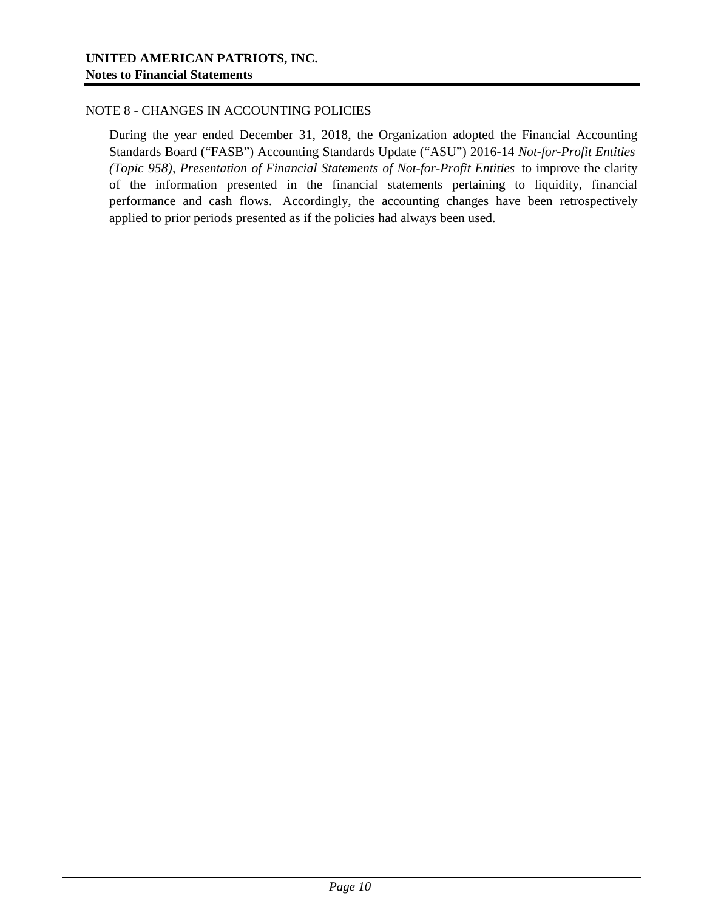NOTE 8 - CHANGES IN ACCOUNTING POLICIES

During the year ended December 31, 2018, the Organization adopted the Financial Accounting Standards Board ("FASB") Accounting Standards Update ("ASU") 2016-14 *Not-for-Profit Entities (Topic 958), Presentation of Financial Statements of Not-for-Profit Entities* to improve the clarity of the information presented in the financial statements pertaining to liquidity, financial performance and cash flows. Accordingly, the accounting changes have been retrospectively applied to prior periods presented as if the policies had always been used.